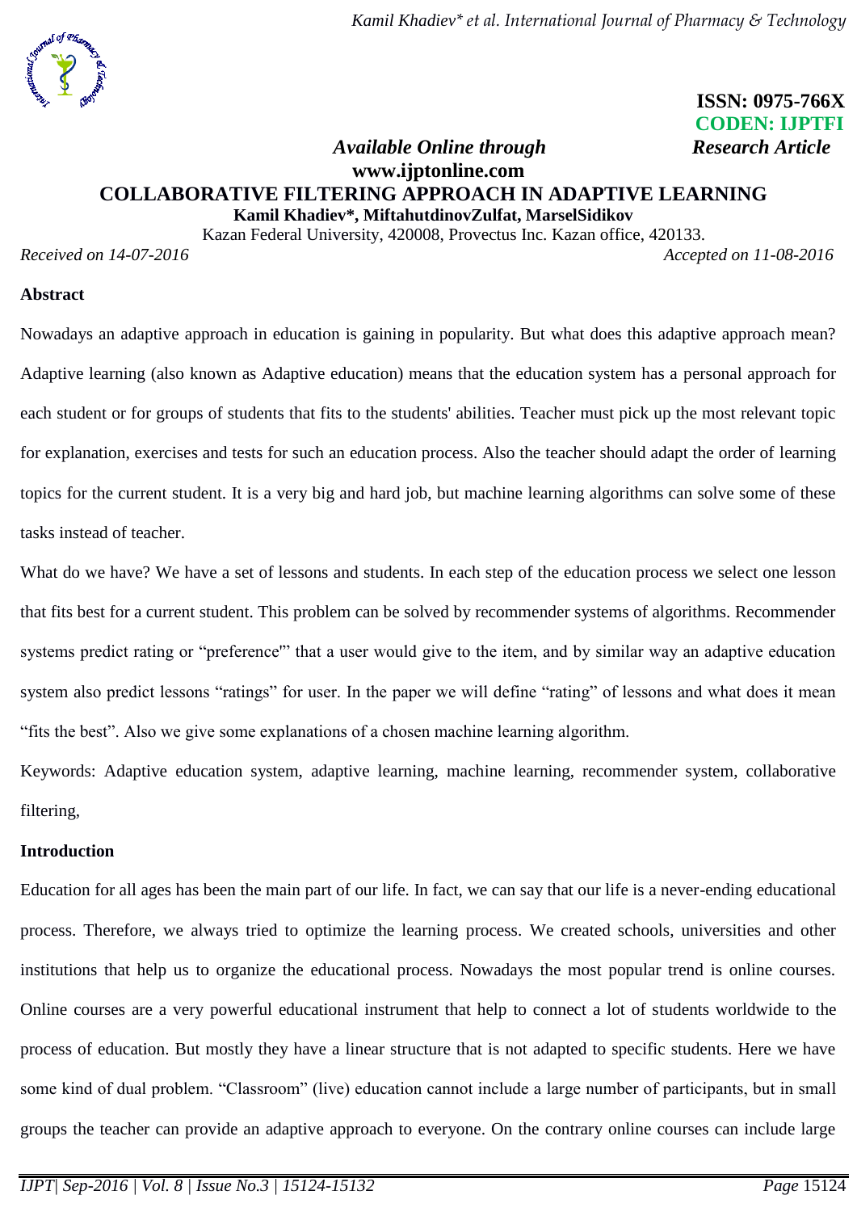ISSN: 0975-766X
CODEN: IJPTFI

*Available Online through* *Research Article*

**www.ijptonline.com**

# COLLABORATIVE FILTERING APPROACH IN ADAPTIVE LEARNING

**Kamil Khadiev*, MiftahutdinovZulfat, MarselSidikov**

Kazan Federal University, 420008, Provectus Inc. Kazan office, 420133.

*Received on 14-07-2016* *Accepted on 11-08-2016*

## Abstract

Nowadays an adaptive approach in education is gaining in popularity. But what does this adaptive approach mean? Adaptive learning (also known as Adaptive education) means that the education system has a personal approach for each student or for groups of students that fits to the students' abilities. Teacher must pick up the most relevant topic for explanation, exercises and tests for such an education process. Also the teacher should adapt the order of learning topics for the current student. It is a very big and hard job, but machine learning algorithms can solve some of these tasks instead of teacher.

What do we have? We have a set of lessons and students. In each step of the education process we select one lesson that fits best for a current student. This problem can be solved by recommender systems of algorithms. Recommender systems predict rating or "preference'" that a user would give to the item, and by similar way an adaptive education system also predict lessons "ratings" for user. In the paper we will define "rating" of lessons and what does it mean "fits the best". Also we give some explanations of a chosen machine learning algorithm.

Keywords: Adaptive education system, adaptive learning, machine learning, recommender system, collaborative filtering,

## Introduction

Education for all ages has been the main part of our life. In fact, we can say that our life is a never-ending educational process. Therefore, we always tried to optimize the learning process. We created schools, universities and other institutions that help us to organize the educational process. Nowadays the most popular trend is online courses. Online courses are a very powerful educational instrument that help to connect a lot of students worldwide to the process of education. But mostly they have a linear structure that is not adapted to specific students. Here we have some kind of dual problem. "Classroom" (live) education cannot include a large number of participants, but in small groups the teacher can provide an adaptive approach to everyone. On the contrary online courses can include large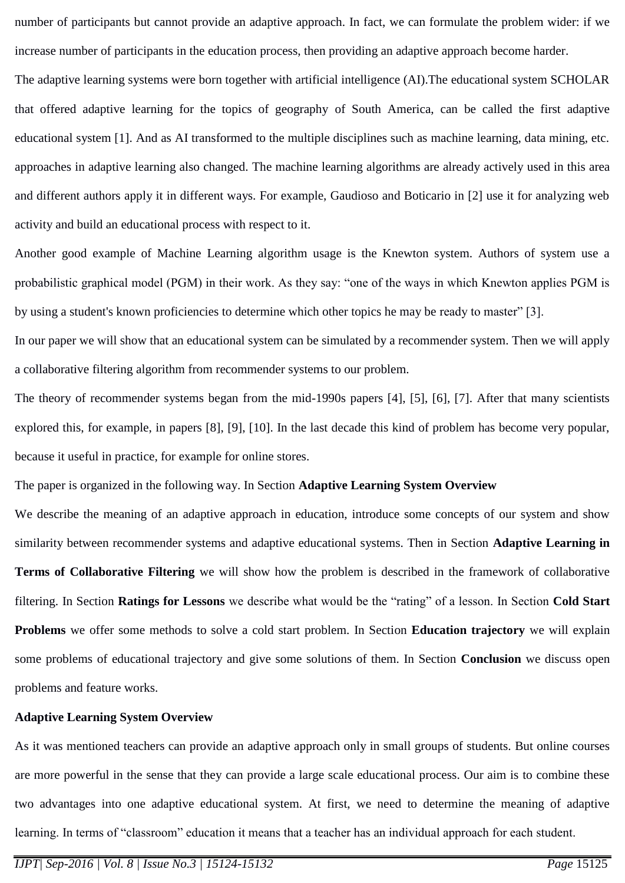number of participants but cannot provide an adaptive approach. In fact, we can formulate the problem wider: if we increase number of participants in the education process, then providing an adaptive approach become harder.

The adaptive learning systems were born together with artificial intelligence (AI).The educational system SCHOLAR that offered adaptive learning for the topics of geography of South America, can be called the first adaptive educational system [1]. And as AI transformed to the multiple disciplines such as machine learning, data mining, etc. approaches in adaptive learning also changed. The machine learning algorithms are already actively used in this area and different authors apply it in different ways. For example, Gaudioso and Boticario in [2] use it for analyzing web activity and build an educational process with respect to it.

Another good example of Machine Learning algorithm usage is the Knewton system. Authors of system use a probabilistic graphical model (PGM) in their work. As they say: "one of the ways in which Knewton applies PGM is by using a student's known proficiencies to determine which other topics he may be ready to master" [3].

In our paper we will show that an educational system can be simulated by a recommender system. Then we will apply a collaborative filtering algorithm from recommender systems to our problem.

The theory of recommender systems began from the mid-1990s papers [4], [5], [6], [7]. After that many scientists explored this, for example, in papers [8], [9], [10]. In the last decade this kind of problem has become very popular, because it useful in practice, for example for online stores.

The paper is organized in the following way. In Section **Adaptive Learning System Overview**

We describe the meaning of an adaptive approach in education, introduce some concepts of our system and show similarity between recommender systems and adaptive educational systems. Then in Section **Adaptive Learning in Terms of Collaborative Filtering** we will show how the problem is described in the framework of collaborative filtering. In Section **Ratings for Lessons** we describe what would be the "rating" of a lesson. In Section **Cold Start Problems** we offer some methods to solve a cold start problem. In Section **Education trajectory** we will explain some problems of educational trajectory and give some solutions of them. In Section **Conclusion** we discuss open problems and feature works.

## Adaptive Learning System Overview

As it was mentioned teachers can provide an adaptive approach only in small groups of students. But online courses are more powerful in the sense that they can provide a large scale educational process. Our aim is to combine these two advantages into one adaptive educational system. At first, we need to determine the meaning of adaptive learning. In terms of "classroom" education it means that a teacher has an individual approach for each student.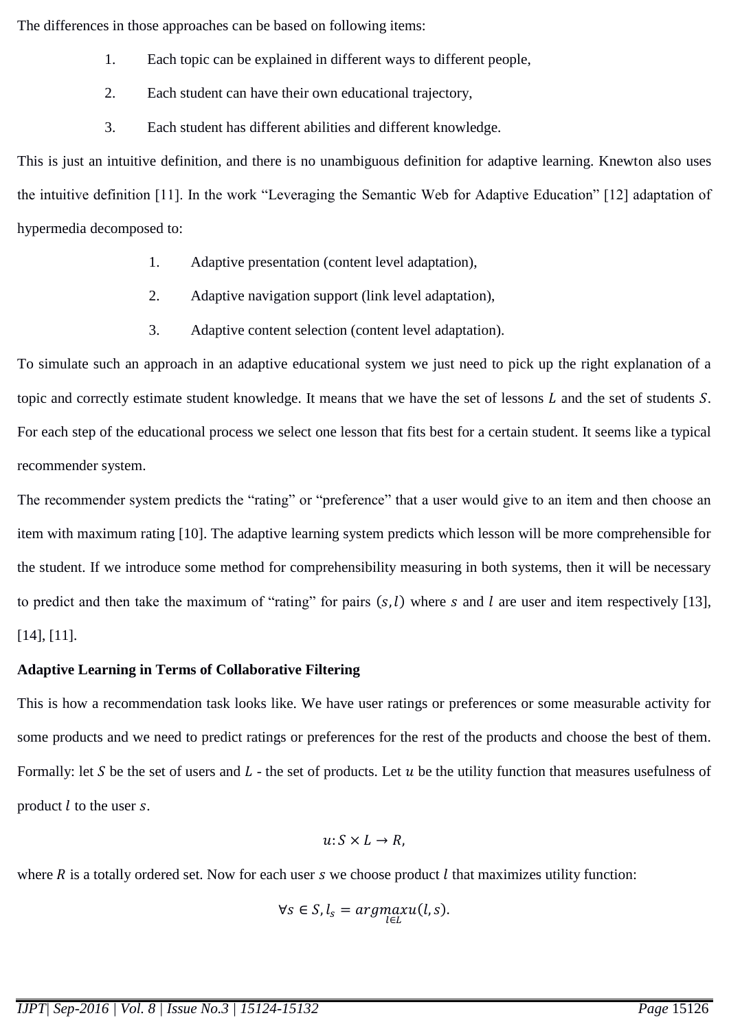The differences in those approaches can be based on following items:

1. Each topic can be explained in different ways to different people,
2. Each student can have their own educational trajectory,
3. Each student has different abilities and different knowledge.

This is just an intuitive definition, and there is no unambiguous definition for adaptive learning. Knewton also uses the intuitive definition [11]. In the work "Leveraging the Semantic Web for Adaptive Education" [12] adaptation of hypermedia decomposed to:

1. Adaptive presentation (content level adaptation),
2. Adaptive navigation support (link level adaptation),
3. Adaptive content selection (content level adaptation).

To simulate such an approach in an adaptive educational system we just need to pick up the right explanation of a topic and correctly estimate student knowledge. It means that we have the set of lessons $L$ and the set of students $S$. For each step of the educational process we select one lesson that fits best for a certain student. It seems like a typical recommender system.

The recommender system predicts the "rating" or "preference" that a user would give to an item and then choose an item with maximum rating [10]. The adaptive learning system predicts which lesson will be more comprehensible for the student. If we introduce some method for comprehensibility measuring in both systems, then it will be necessary to predict and then take the maximum of "rating" for pairs $(s, l)$ where $s$ and $l$ are user and item respectively [13], [14], [11].

**Adaptive Learning in Terms of Collaborative Filtering**

This is how a recommendation task looks like. We have user ratings or preferences or some measurable activity for some products and we need to predict ratings or preferences for the rest of the products and choose the best of them. Formally: let $S$ be the set of users and $L$ - the set of products. Let $u$ be the utility function that measures usefulness of product $l$ to the user $s$.

$$u: S \times L \to R,$$

where $R$ is a totally ordered set. Now for each user $s$ we choose product $l$ that maximizes utility function:

$$\forall s \in S, l_s = \underset{l \in L}{argmax}\, u(l, s).$$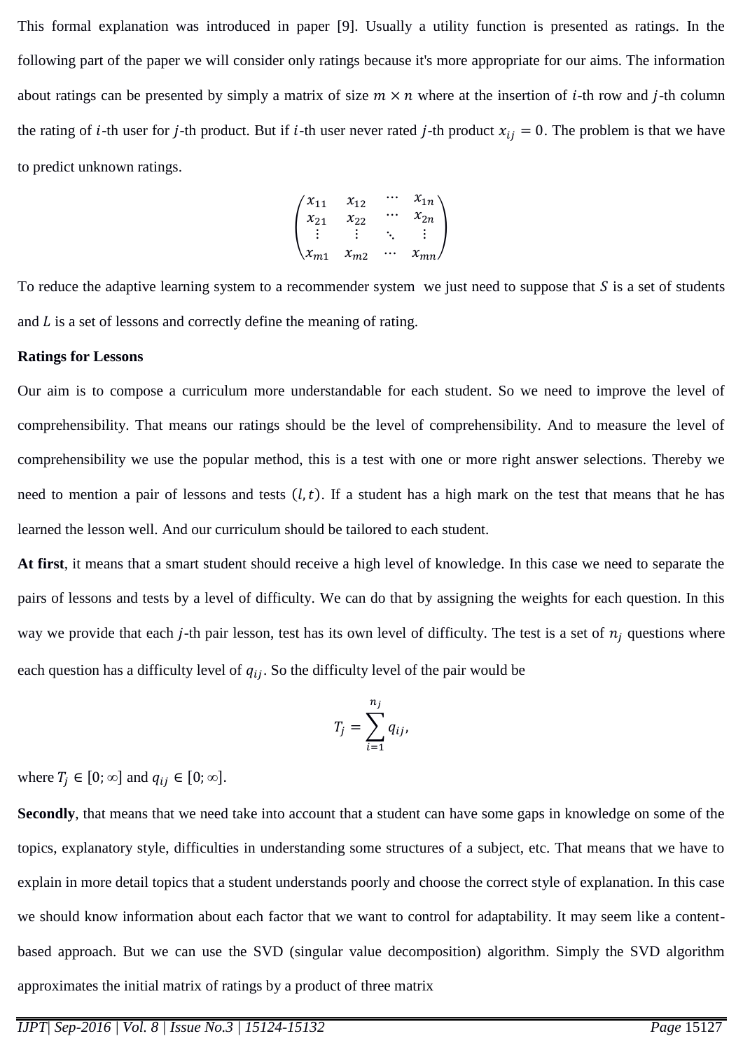This formal explanation was introduced in paper [9]. Usually a utility function is presented as ratings. In the following part of the paper we will consider only ratings because it's more appropriate for our aims. The information about ratings can be presented by simply a matrix of size $m \times n$ where at the insertion of $i$-th row and $j$-th column the rating of $i$-th user for $j$-th product. But if $i$-th user never rated $j$-th product $x_{ij} = 0$. The problem is that we have to predict unknown ratings.

$$\begin{pmatrix} x_{11} & x_{12} & \cdots & x_{1n} \\ x_{21} & x_{22} & \cdots & x_{2n} \\ \vdots & \vdots & \ddots & \vdots \\ x_{m1} & x_{m2} & \cdots & x_{mn} \end{pmatrix}$$

To reduce the adaptive learning system to a recommender system we just need to suppose that $S$ is a set of students and $L$ is a set of lessons and correctly define the meaning of rating.

**Ratings for Lessons**

Our aim is to compose a curriculum more understandable for each student. So we need to improve the level of comprehensibility. That means our ratings should be the level of comprehensibility. And to measure the level of comprehensibility we use the popular method, this is a test with one or more right answer selections. Thereby we need to mention a pair of lessons and tests $(l, t)$. If a student has a high mark on the test that means that he has learned the lesson well. And our curriculum should be tailored to each student.

**At first**, it means that a smart student should receive a high level of knowledge. In this case we need to separate the pairs of lessons and tests by a level of difficulty. We can do that by assigning the weights for each question. In this way we provide that each $j$-th pair lesson, test has its own level of difficulty. The test is a set of $n_j$ questions where each question has a difficulty level of $q_{ij}$. So the difficulty level of the pair would be

$$T_j = \sum_{i=1}^{n_j} q_{ij},$$

where $T_j \in [0; \infty]$ and $q_{ij} \in [0; \infty]$.

**Secondly**, that means that we need take into account that a student can have some gaps in knowledge on some of the topics, explanatory style, difficulties in understanding some structures of a subject, etc. That means that we have to explain in more detail topics that a student understands poorly and choose the correct style of explanation. In this case we should know information about each factor that we want to control for adaptability. It may seem like a content-based approach. But we can use the SVD (singular value decomposition) algorithm. Simply the SVD algorithm approximates the initial matrix of ratings by a product of three matrix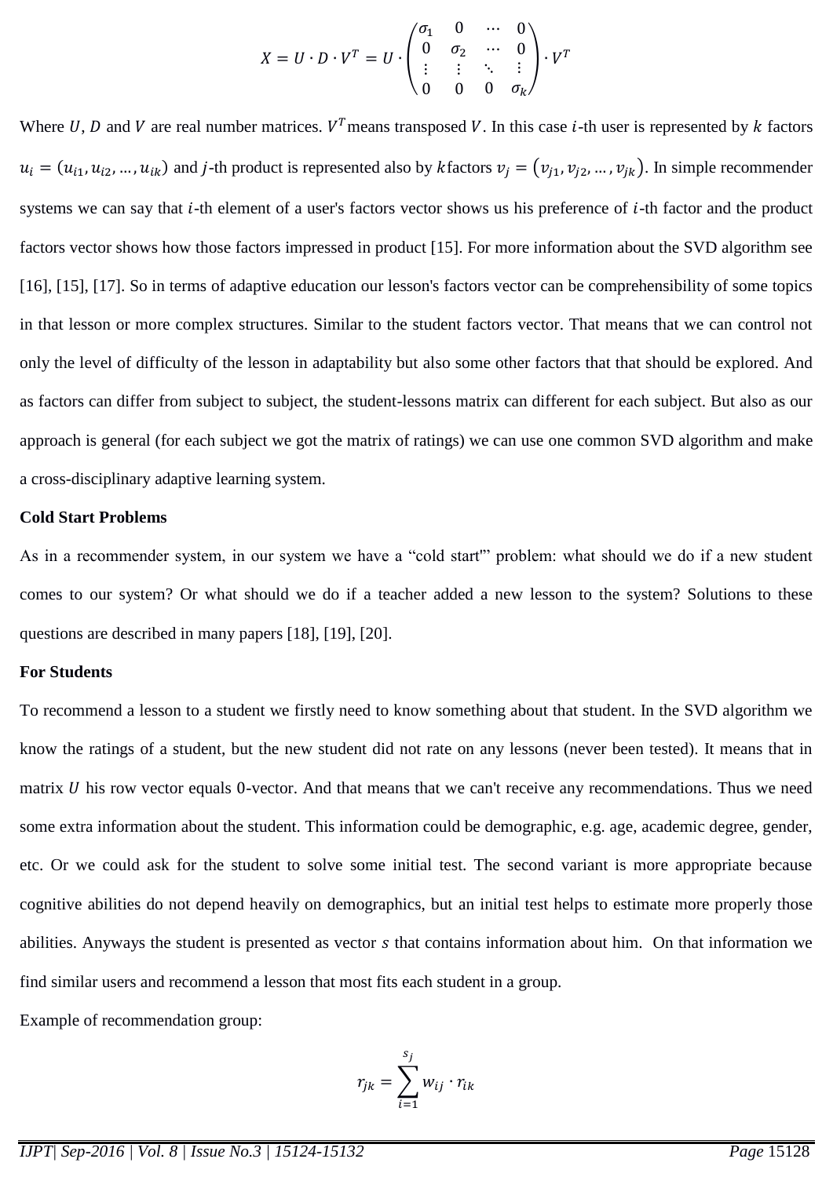$$X = U \cdot D \cdot V^T = U \cdot \begin{pmatrix} \sigma_1 & 0 & \cdots & 0 \\ 0 & \sigma_2 & \cdots & 0 \\ \vdots & \vdots & \ddots & \vdots \\ 0 & 0 & 0 & \sigma_k \end{pmatrix} \cdot V^T$$

Where $U$, $D$ and $V$ are real number matrices. $V^T$ means transposed $V$. In this case $i$-th user is represented by $k$ factors $u_i = (u_{i1}, u_{i2}, \ldots, u_{ik})$ and $j$-th product is represented also by $k$ factors $v_j = (v_{j1}, v_{j2}, \ldots, v_{jk})$. In simple recommender systems we can say that $i$-th element of a user's factors vector shows us his preference of $i$-th factor and the product factors vector shows how those factors impressed in product [15]. For more information about the SVD algorithm see [16], [15], [17]. So in terms of adaptive education our lesson's factors vector can be comprehensibility of some topics in that lesson or more complex structures. Similar to the student factors vector. That means that we can control not only the level of difficulty of the lesson in adaptability but also some other factors that that should be explored. And as factors can differ from subject to subject, the student-lessons matrix can different for each subject. But also as our approach is general (for each subject we got the matrix of ratings) we can use one common SVD algorithm and make a cross-disciplinary adaptive learning system.

**Cold Start Problems**

As in a recommender system, in our system we have a “cold start'” problem: what should we do if a new student comes to our system? Or what should we do if a teacher added a new lesson to the system? Solutions to these questions are described in many papers [18], [19], [20].

**For Students**

To recommend a lesson to a student we firstly need to know something about that student. In the SVD algorithm we know the ratings of a student, but the new student did not rate on any lessons (never been tested). It means that in matrix $U$ his row vector equals 0-vector. And that means that we can't receive any recommendations. Thus we need some extra information about the student. This information could be demographic, e.g. age, academic degree, gender, etc. Or we could ask for the student to solve some initial test. The second variant is more appropriate because cognitive abilities do not depend heavily on demographics, but an initial test helps to estimate more properly those abilities. Anyways the student is presented as vector $s$ that contains information about him. On that information we find similar users and recommend a lesson that most fits each student in a group.

Example of recommendation group:

$$r_{jk} = \sum_{i=1}^{s_j} w_{ij} \cdot r_{ik}$$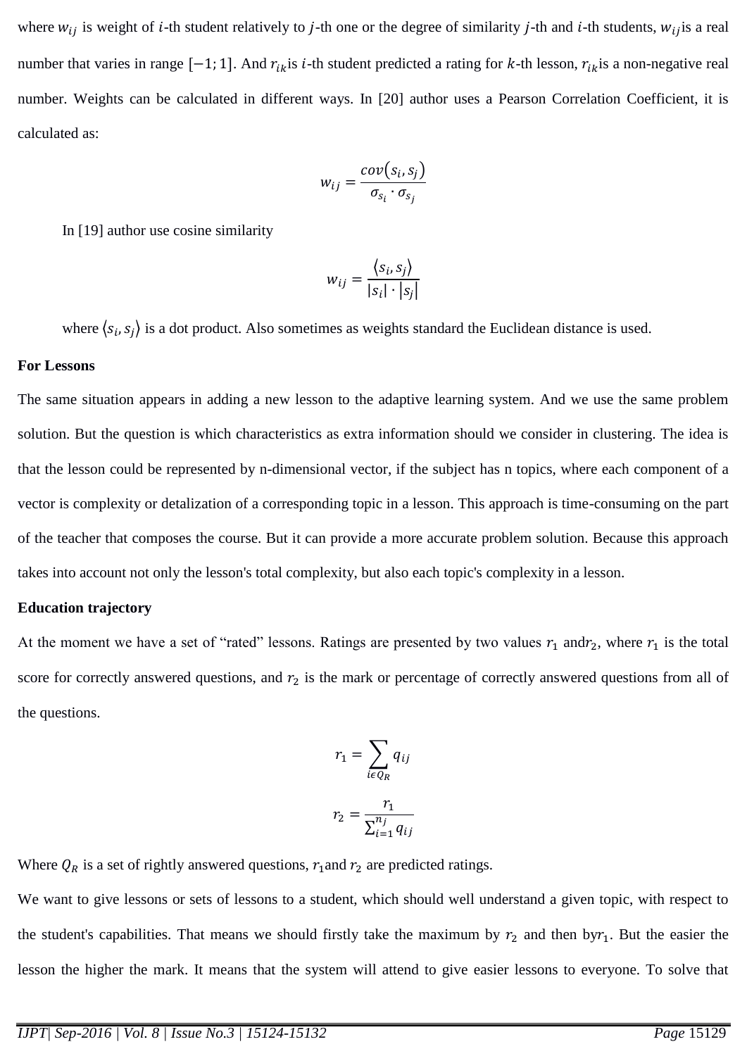where $w_{ij}$ is weight of $i$-th student relatively to $j$-th one or the degree of similarity $j$-th and $i$-th students, $w_{ij}$ is a real number that varies in range $[-1; 1]$. And $r_{ik}$ is $i$-th student predicted a rating for $k$-th lesson, $r_{ik}$ is a non-negative real number. Weights can be calculated in different ways. In [20] author uses a Pearson Correlation Coefficient, it is calculated as:

$$w_{ij} = \frac{cov(s_i, s_j)}{\sigma_{s_i} \cdot \sigma_{s_j}}$$

In [19] author use cosine similarity

$$w_{ij} = \frac{\langle s_i, s_j \rangle}{|s_i| \cdot |s_j|}$$

where $\langle s_i, s_j \rangle$ is a dot product. Also sometimes as weights standard the Euclidean distance is used.

**For Lessons**

The same situation appears in adding a new lesson to the adaptive learning system. And we use the same problem solution. But the question is which characteristics as extra information should we consider in clustering. The idea is that the lesson could be represented by n-dimensional vector, if the subject has n topics, where each component of a vector is complexity or detalization of a corresponding topic in a lesson. This approach is time-consuming on the part of the teacher that composes the course. But it can provide a more accurate problem solution. Because this approach takes into account not only the lesson's total complexity, but also each topic's complexity in a lesson.

**Education trajectory**

At the moment we have a set of "rated" lessons. Ratings are presented by two values $r_1$ and $r_2$, where $r_1$ is the total score for correctly answered questions, and $r_2$ is the mark or percentage of correctly answered questions from all of the questions.

$$r_1 = \sum_{i \in Q_R} q_{ij}$$

$$r_2 = \frac{r_1}{\sum_{i=1}^{n_j} q_{ij}}$$

Where $Q_R$ is a set of rightly answered questions, $r_1$ and $r_2$ are predicted ratings.

We want to give lessons or sets of lessons to a student, which should well understand a given topic, with respect to the student's capabilities. That means we should firstly take the maximum by $r_2$ and then by $r_1$. But the easier the lesson the higher the mark. It means that the system will attend to give easier lessons to everyone. To solve that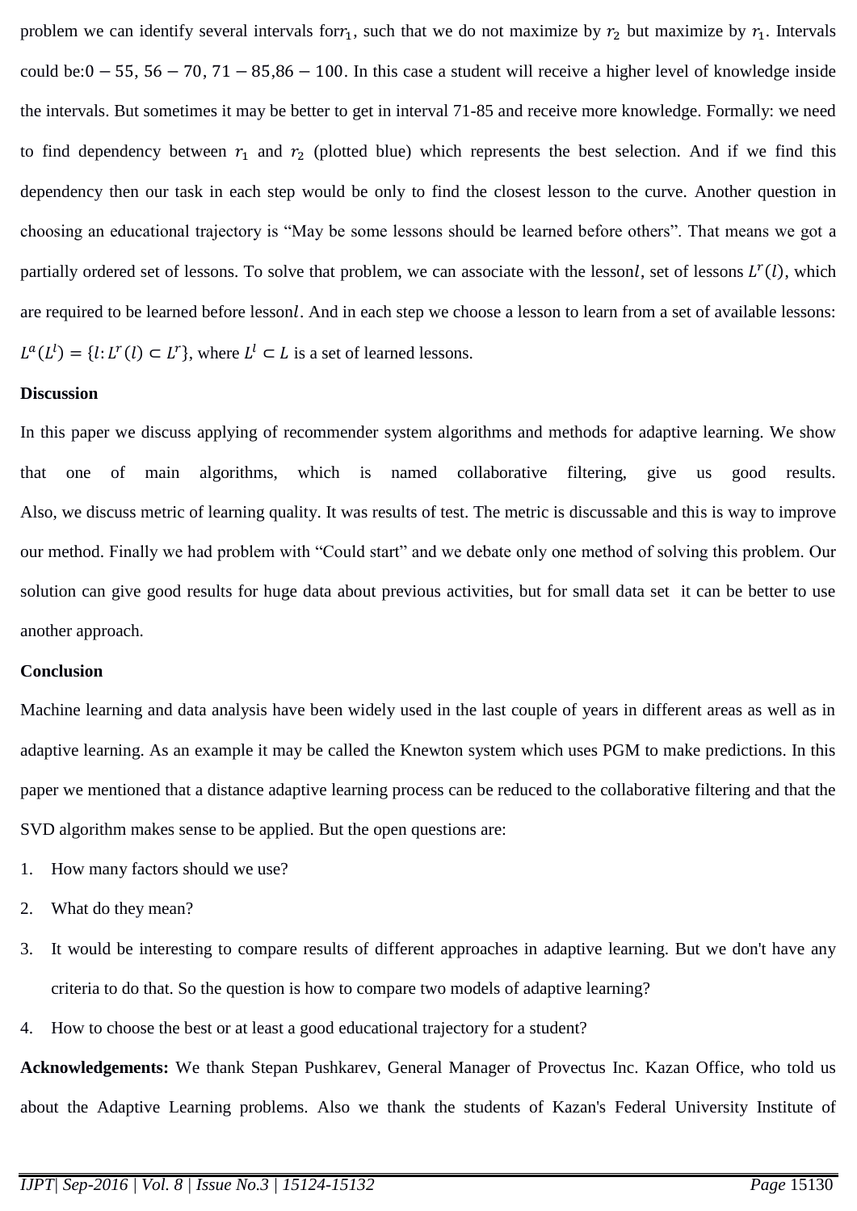problem we can identify several intervals for $r_1$, such that we do not maximize by $r_2$ but maximize by $r_1$. Intervals could be: $0-55$, $56-70$, $71-85$, $86-100$. In this case a student will receive a higher level of knowledge inside the intervals. But sometimes it may be better to get in interval 71-85 and receive more knowledge. Formally: we need to find dependency between $r_1$ and $r_2$ (plotted blue) which represents the best selection. And if we find this dependency then our task in each step would be only to find the closest lesson to the curve. Another question in choosing an educational trajectory is "May be some lessons should be learned before others". That means we got a partially ordered set of lessons. To solve that problem, we can associate with the lesson $l$, set of lessons $L^r(l)$, which are required to be learned before lesson $l$. And in each step we choose a lesson to learn from a set of available lessons: $L^a(L^l) = \{l: L^r(l) \subset L^r\}$, where $L^l \subset L$ is a set of learned lessons.

**Discussion**

In this paper we discuss applying of recommender system algorithms and methods for adaptive learning. We show that one of main algorithms, which is named collaborative filtering, give us good results. Also, we discuss metric of learning quality. It was results of test. The metric is discussable and this is way to improve our method. Finally we had problem with "Could start" and we debate only one method of solving this problem. Our solution can give good results for huge data about previous activities, but for small data set it can be better to use another approach.

**Conclusion**

Machine learning and data analysis have been widely used in the last couple of years in different areas as well as in adaptive learning. As an example it may be called the Knewton system which uses PGM to make predictions. In this paper we mentioned that a distance adaptive learning process can be reduced to the collaborative filtering and that the SVD algorithm makes sense to be applied. But the open questions are:

1. How many factors should we use?
2. What do they mean?
3. It would be interesting to compare results of different approaches in adaptive learning. But we don't have any criteria to do that. So the question is how to compare two models of adaptive learning?
4. How to choose the best or at least a good educational trajectory for a student?

**Acknowledgements:** We thank Stepan Pushkarev, General Manager of Provectus Inc. Kazan Office, who told us about the Adaptive Learning problems. Also we thank the students of Kazan's Federal University Institute of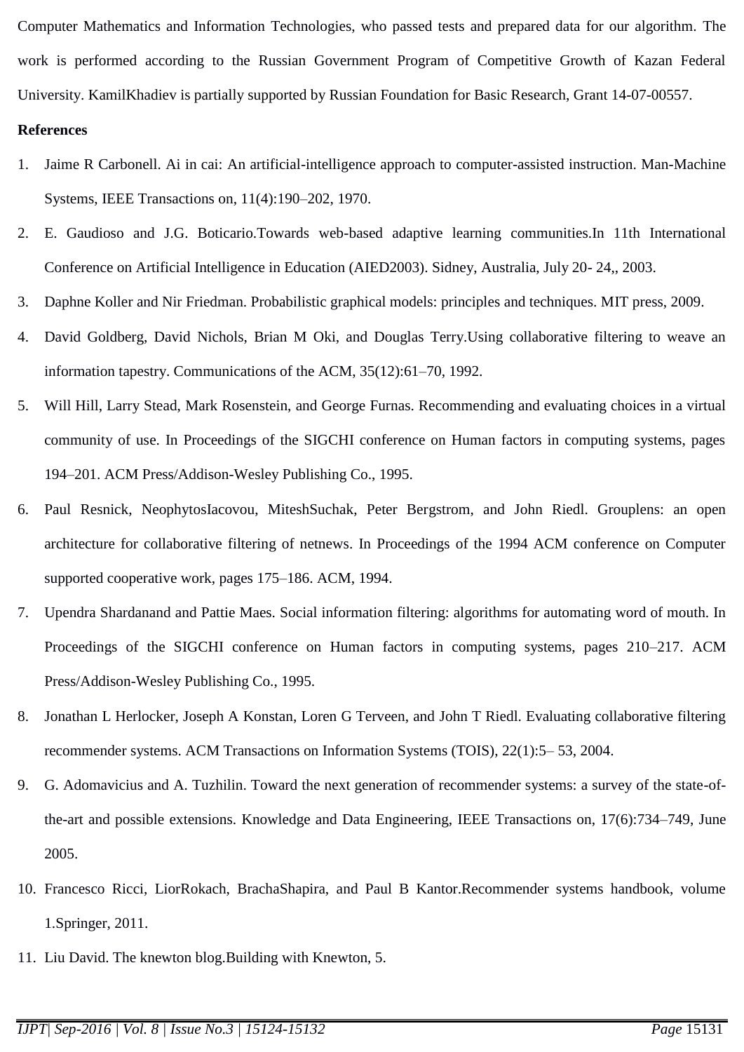Computer Mathematics and Information Technologies, who passed tests and prepared data for our algorithm. The work is performed according to the Russian Government Program of Competitive Growth of Kazan Federal University. KamilKhadiev is partially supported by Russian Foundation for Basic Research, Grant 14-07-00557.

**References**

1. Jaime R Carbonell. Ai in cai: An artificial-intelligence approach to computer-assisted instruction. Man-Machine Systems, IEEE Transactions on, 11(4):190–202, 1970.
2. E. Gaudioso and J.G. Boticario.Towards web-based adaptive learning communities.In 11th International Conference on Artificial Intelligence in Education (AIED2003). Sidney, Australia, July 20- 24,, 2003.
3. Daphne Koller and Nir Friedman. Probabilistic graphical models: principles and techniques. MIT press, 2009.
4. David Goldberg, David Nichols, Brian M Oki, and Douglas Terry.Using collaborative filtering to weave an information tapestry. Communications of the ACM, 35(12):61–70, 1992.
5. Will Hill, Larry Stead, Mark Rosenstein, and George Furnas. Recommending and evaluating choices in a virtual community of use. In Proceedings of the SIGCHI conference on Human factors in computing systems, pages 194–201. ACM Press/Addison-Wesley Publishing Co., 1995.
6. Paul Resnick, NeophytosIacovou, MiteshSuchak, Peter Bergstrom, and John Riedl. Grouplens: an open architecture for collaborative filtering of netnews. In Proceedings of the 1994 ACM conference on Computer supported cooperative work, pages 175–186. ACM, 1994.
7. Upendra Shardanand and Pattie Maes. Social information filtering: algorithms for automating word of mouth. In Proceedings of the SIGCHI conference on Human factors in computing systems, pages 210–217. ACM Press/Addison-Wesley Publishing Co., 1995.
8. Jonathan L Herlocker, Joseph A Konstan, Loren G Terveen, and John T Riedl. Evaluating collaborative filtering recommender systems. ACM Transactions on Information Systems (TOIS), 22(1):5– 53, 2004.
9. G. Adomavicius and A. Tuzhilin. Toward the next generation of recommender systems: a survey of the state-of-the-art and possible extensions. Knowledge and Data Engineering, IEEE Transactions on, 17(6):734–749, June 2005.
10. Francesco Ricci, LiorRokach, BrachaShapira, and Paul B Kantor.Recommender systems handbook, volume 1.Springer, 2011.
11. Liu David. The knewton blog.Building with Knewton, 5.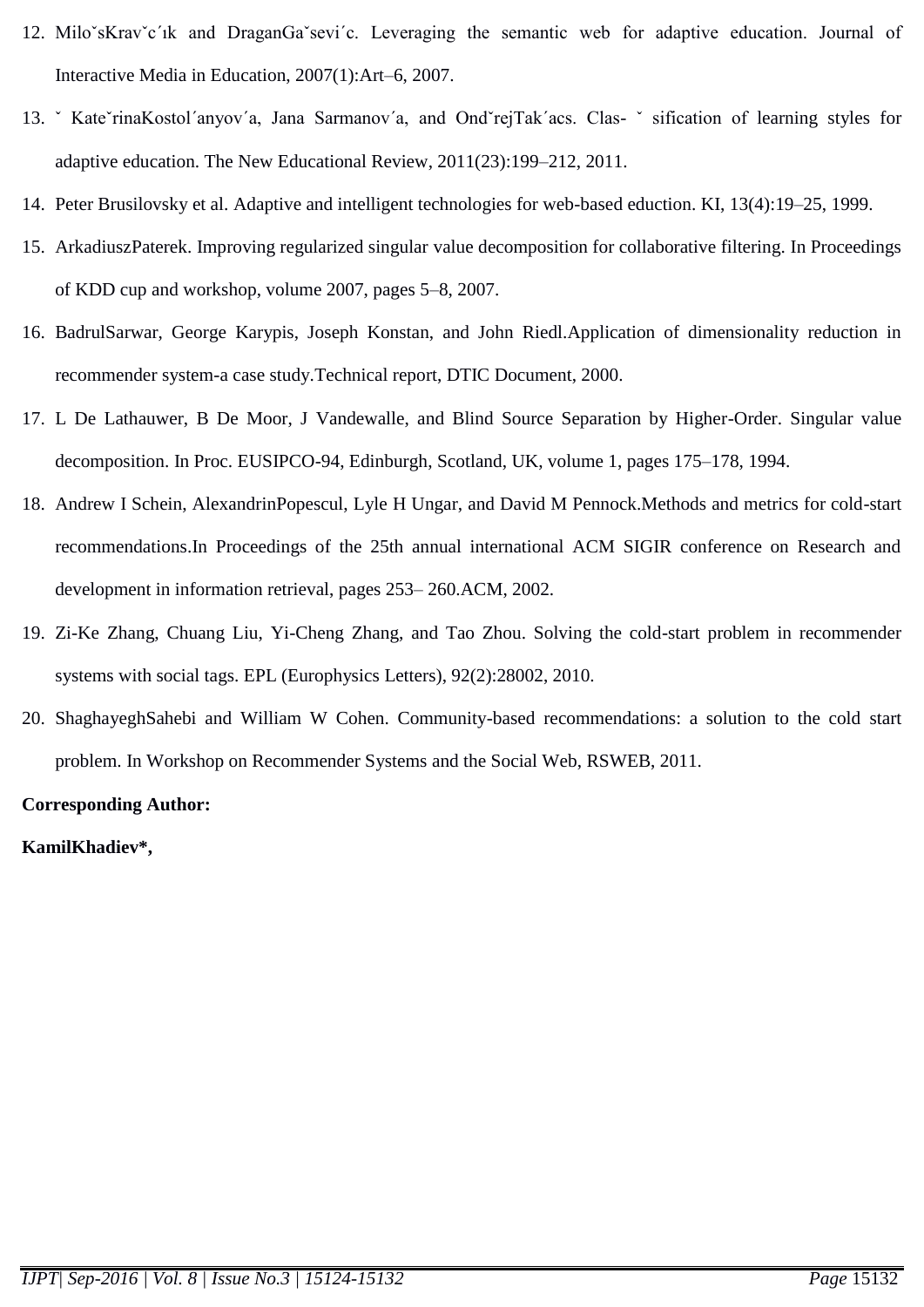12. MiloˇsKravˇc´ık and DraganGaˇsevi´c. Leveraging the semantic web for adaptive education. Journal of Interactive Media in Education, 2007(1):Art–6, 2007.
13. ˇ Kateˇrina Kostol´anyov´a, Jana Sarmanov´a, and Ondˇrej Tak´acs. Clas- ˇ sification of learning styles for adaptive education. The New Educational Review, 2011(23):199–212, 2011.
14. Peter Brusilovsky et al. Adaptive and intelligent technologies for web-based eduction. KI, 13(4):19–25, 1999.
15. ArkadiuszPaterek. Improving regularized singular value decomposition for collaborative filtering. In Proceedings of KDD cup and workshop, volume 2007, pages 5–8, 2007.
16. BadrulSarwar, George Karypis, Joseph Konstan, and John Riedl.Application of dimensionality reduction in recommender system-a case study.Technical report, DTIC Document, 2000.
17. L De Lathauwer, B De Moor, J Vandewalle, and Blind Source Separation by Higher-Order. Singular value decomposition. In Proc. EUSIPCO-94, Edinburgh, Scotland, UK, volume 1, pages 175–178, 1994.
18. Andrew I Schein, AlexandrinPopescul, Lyle H Ungar, and David M Pennock.Methods and metrics for cold-start recommendations.In Proceedings of the 25th annual international ACM SIGIR conference on Research and development in information retrieval, pages 253– 260.ACM, 2002.
19. Zi-Ke Zhang, Chuang Liu, Yi-Cheng Zhang, and Tao Zhou. Solving the cold-start problem in recommender systems with social tags. EPL (Europhysics Letters), 92(2):28002, 2010.
20. ShaghayeghSahebi and William W Cohen. Community-based recommendations: a solution to the cold start problem. In Workshop on Recommender Systems and the Social Web, RSWEB, 2011.

**Corresponding Author:**

**KamilKhadiev*,**